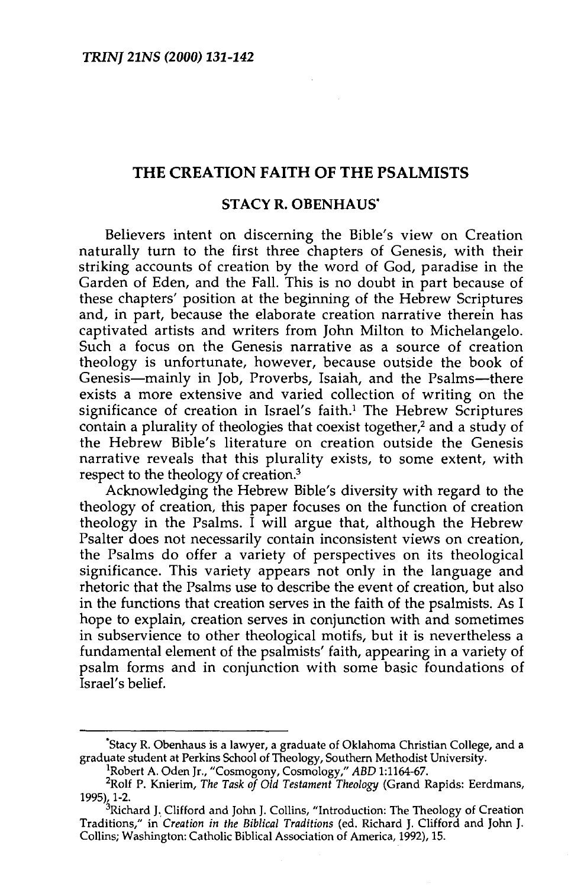# THE CREATION FAITH OF THE PSALMISTS

## STACY R. OBENHAUS*

Believers intent on discerning the Bible's view on Creation naturally turn to the first three chapters of Genesis, with their striking accounts of creation by the word of God, paradise in the Garden of Eden, and the Fall. This is no doubt in part because of these chapters' position at the beginning of the Hebrew Scriptures and, in part, because the elaborate creation narrative therein has captivated artists and writers from John Milton to Michelangelo. Such a focus on the Genesis narrative as a source of creation theology is unfortunate, however, because outside the book of Genesis—mainly in Job, Proverbs, Isaiah, and the Psalms—there exists a more extensive and varied collection of writing on the significance of creation in Israel's faith.[1] The Hebrew Scriptures contain a plurality of theologies that coexist together,[2] and a study of the Hebrew Bible's literature on creation outside the Genesis narrative reveals that this plurality exists, to some extent, with respect to the theology of creation.[3]

Acknowledging the Hebrew Bible's diversity with regard to the theology of creation, this paper focuses on the function of creation theology in the Psalms. I will argue that, although the Hebrew Psalter does not necessarily contain inconsistent views on creation, the Psalms do offer a variety of perspectives on its theological significance. This variety appears not only in the language and rhetoric that the Psalms use to describe the event of creation, but also in the functions that creation serves in the faith of the psalmists. As I hope to explain, creation serves in conjunction with and sometimes in subservience to other theological motifs, but it is nevertheless a fundamental element of the psalmists' faith, appearing in a variety of psalm forms and in conjunction with some basic foundations of Israel's belief.

---

*Stacy R. Obenhaus is a lawyer, a graduate of Oklahoma Christian College, and a graduate student at Perkins School of Theology, Southern Methodist University.

[1] Robert A. Oden Jr., "Cosmogony, Cosmology," *ABD* 1:1164-67.

[2] Rolf P. Knierim, *The Task of Old Testament Theology* (Grand Rapids: Eerdmans, 1995), 1-2.

[3] Richard J. Clifford and John J. Collins, "Introduction: The Theology of Creation Traditions," in *Creation in the Biblical Traditions* (ed. Richard J. Clifford and John J. Collins; Washington: Catholic Biblical Association of America, 1992), 15.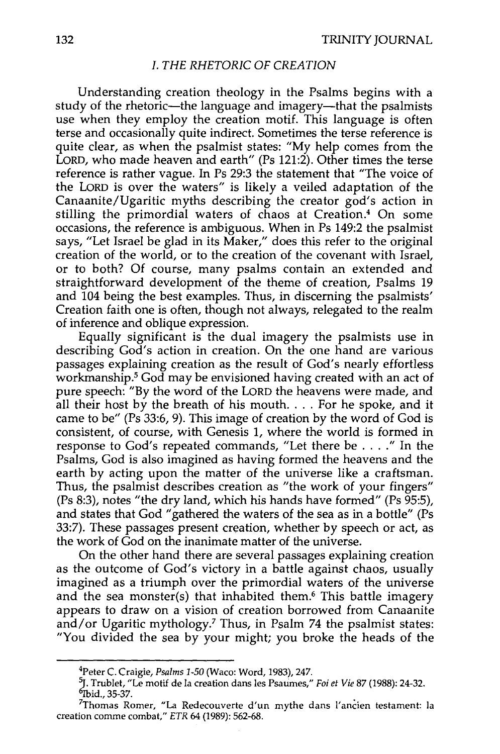## *I. THE RHETORIC OF CREATION*

Understanding creation theology in the Psalms begins with a study of the rhetoric—the language and imagery—that the psalmists use when they employ the creation motif. This language is often terse and occasionally quite indirect. Sometimes the terse reference is quite clear, as when the psalmist states: "My help comes from the LORD, who made heaven and earth" (Ps 121:2). Other times the terse reference is rather vague. In Ps 29:3 the statement that "The voice of the LORD is over the waters" is likely a veiled adaptation of the Canaanite/Ugaritic myths describing the creator god's action in stilling the primordial waters of chaos at Creation.[4] On some occasions, the reference is ambiguous. When in Ps 149:2 the psalmist says, "Let Israel be glad in its Maker," does this refer to the original creation of the world, or to the creation of the covenant with Israel, or to both? Of course, many psalms contain an extended and straightforward development of the theme of creation, Psalms 19 and 104 being the best examples. Thus, in discerning the psalmists' Creation faith one is often, though not always, relegated to the realm of inference and oblique expression.

Equally significant is the dual imagery the psalmists use in describing God's action in creation. On the one hand are various passages explaining creation as the result of God's nearly effortless workmanship.[5] God may be envisioned having created with an act of pure speech: "By the word of the LORD the heavens were made, and all their host by the breath of his mouth. . . . For he spoke, and it came to be" (Ps 33:6, 9). This image of creation by the word of God is consistent, of course, with Genesis 1, where the world is formed in response to God's repeated commands, "Let there be . . . ." In the Psalms, God is also imagined as having formed the heavens and the earth by acting upon the matter of the universe like a craftsman. Thus, the psalmist describes creation as "the work of your fingers" (Ps 8:3), notes "the dry land, which his hands have formed" (Ps 95:5), and states that God "gathered the waters of the sea as in a bottle" (Ps 33:7). These passages present creation, whether by speech or act, as the work of God on the inanimate matter of the universe.

On the other hand there are several passages explaining creation as the outcome of God's victory in a battle against chaos, usually imagined as a triumph over the primordial waters of the universe and the sea monster(s) that inhabited them.[6] This battle imagery appears to draw on a vision of creation borrowed from Canaanite and/or Ugaritic mythology.[7] Thus, in Psalm 74 the psalmist states: "You divided the sea by your might; you broke the heads of the

---

[4] Peter C. Craigie, *Psalms 1-50* (Waco: Word, 1983), 247.

[5] J. Trublet, "Le motif de la creation dans les Psaumes," *Foi et Vie* 87 (1988): 24-32.

[6] Ibid., 35-37.

[7] Thomas Romer, "La Redecouverte d'un mythe dans l'ancien testament: la creation comme combat," *ETR* 64 (1989): 562-68.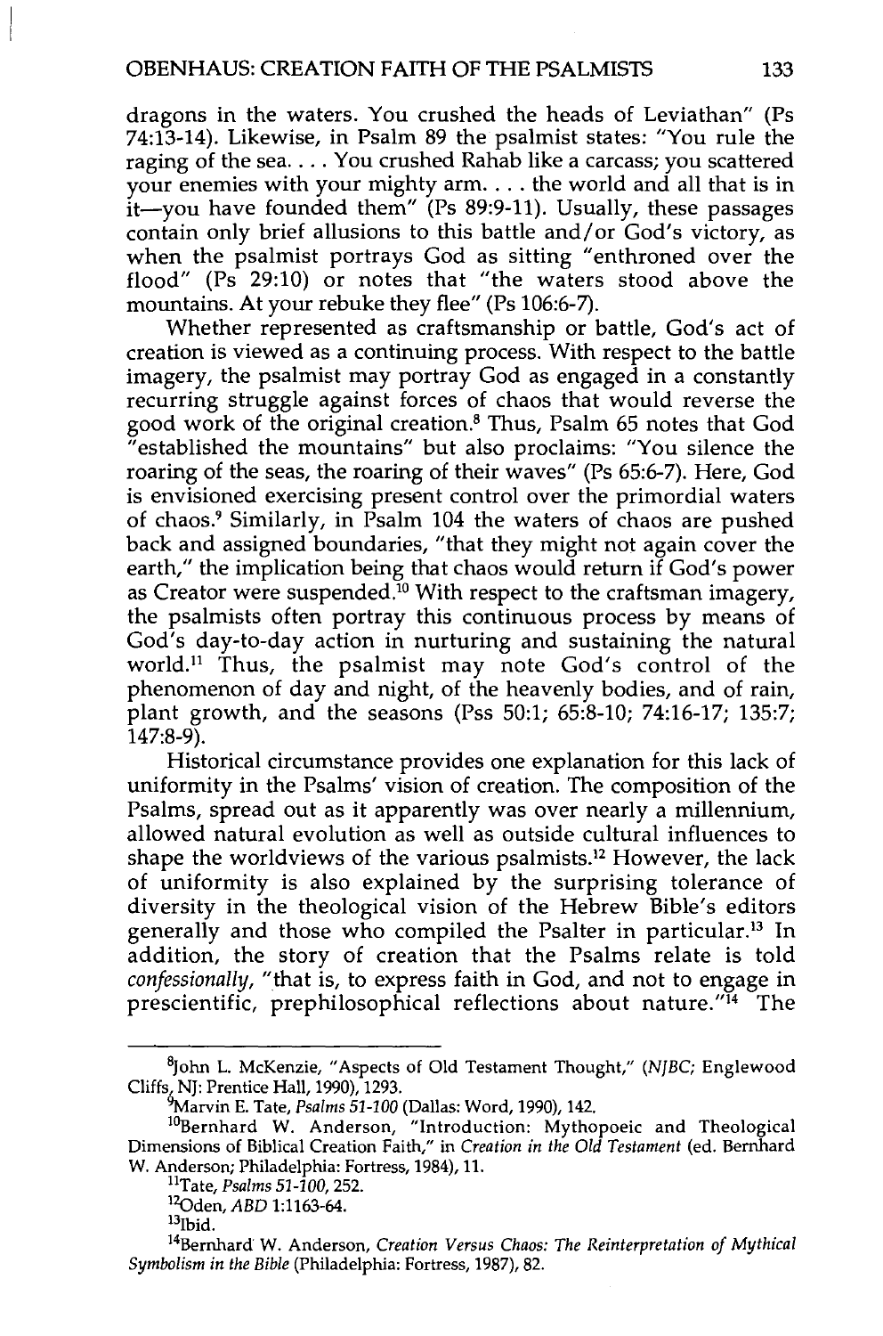dragons in the waters. You crushed the heads of Leviathan" (Ps 74:13-14). Likewise, in Psalm 89 the psalmist states: "You rule the raging of the sea. . . . You crushed Rahab like a carcass; you scattered your enemies with your mighty arm. . . . the world and all that is in it—you have founded them" (Ps 89:9-11). Usually, these passages contain only brief allusions to this battle and/or God's victory, as when the psalmist portrays God as sitting "enthroned over the flood" (Ps 29:10) or notes that "the waters stood above the mountains. At your rebuke they flee" (Ps 106:6-7).

Whether represented as craftsmanship or battle, God's act of creation is viewed as a continuing process. With respect to the battle imagery, the psalmist may portray God as engaged in a constantly recurring struggle against forces of chaos that would reverse the good work of the original creation.[8] Thus, Psalm 65 notes that God "established the mountains" but also proclaims: "You silence the roaring of the seas, the roaring of their waves" (Ps 65:6-7). Here, God is envisioned exercising present control over the primordial waters of chaos.[9] Similarly, in Psalm 104 the waters of chaos are pushed back and assigned boundaries, "that they might not again cover the earth," the implication being that chaos would return if God's power as Creator were suspended.[10] With respect to the craftsman imagery, the psalmists often portray this continuous process by means of God's day-to-day action in nurturing and sustaining the natural world.[11] Thus, the psalmist may note God's control of the phenomenon of day and night, of the heavenly bodies, and of rain, plant growth, and the seasons (Pss 50:1; 65:8-10; 74:16-17; 135:7; 147:8-9).

Historical circumstance provides one explanation for this lack of uniformity in the Psalms' vision of creation. The composition of the Psalms, spread out as it apparently was over nearly a millennium, allowed natural evolution as well as outside cultural influences to shape the worldviews of the various psalmists.[12] However, the lack of uniformity is also explained by the surprising tolerance of diversity in the theological vision of the Hebrew Bible's editors generally and those who compiled the Psalter in particular.[13] In addition, the story of creation that the Psalms relate is told *confessionally*, "that is, to express faith in God, and not to engage in prescientific, prephilosophical reflections about nature."[14] The

---

[8] John L. McKenzie, "Aspects of Old Testament Thought," (*NJBC*; Englewood Cliffs, NJ: Prentice Hall, 1990), 1293.

[9] Marvin E. Tate, *Psalms 51-100* (Dallas: Word, 1990), 142.

[10] Bernhard W. Anderson, "Introduction: Mythopoeic and Theological Dimensions of Biblical Creation Faith," in *Creation in the Old Testament* (ed. Bernhard W. Anderson; Philadelphia: Fortress, 1984), 11.

[11] Tate, *Psalms 51-100*, 252.

[12] Oden, *ABD* 1:1163-64.

[13] Ibid.

[14] Bernhard W. Anderson, *Creation Versus Chaos: The Reinterpretation of Mythical Symbolism in the Bible* (Philadelphia: Fortress, 1987), 82.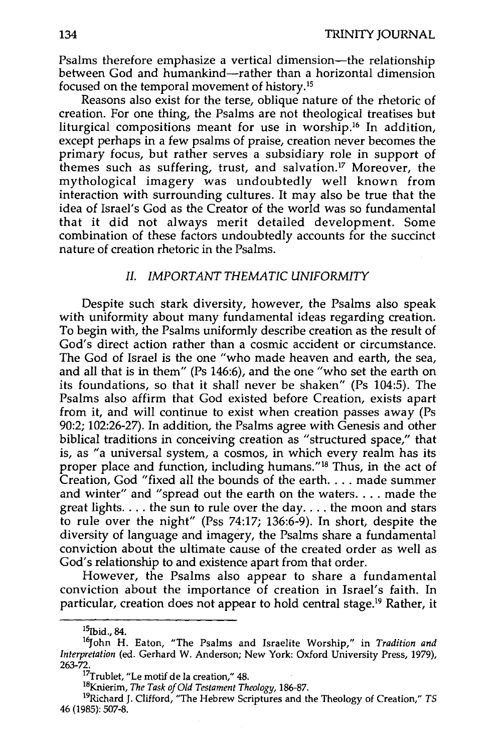Psalms therefore emphasize a vertical dimension—the relationship between God and humankind—rather than a horizontal dimension focused on the temporal movement of history.[15]

Reasons also exist for the terse, oblique nature of the rhetoric of creation. For one thing, the Psalms are not theological treatises but liturgical compositions meant for use in worship.[16] In addition, except perhaps in a few psalms of praise, creation never becomes the primary focus, but rather serves a subsidiary role in support of themes such as suffering, trust, and salvation.[17] Moreover, the mythological imagery was undoubtedly well known from interaction with surrounding cultures. It may also be true that the idea of Israel's God as the Creator of the world was so fundamental that it did not always merit detailed development. Some combination of these factors undoubtedly accounts for the succinct nature of creation rhetoric in the Psalms.

## *II. IMPORTANT THEMATIC UNIFORMITY*

Despite such stark diversity, however, the Psalms also speak with uniformity about many fundamental ideas regarding creation. To begin with, the Psalms uniformly describe creation as the result of God's direct action rather than a cosmic accident or circumstance. The God of Israel is the one "who made heaven and earth, the sea, and all that is in them" (Ps 146:6), and the one "who set the earth on its foundations, so that it shall never be shaken" (Ps 104:5). The Psalms also affirm that God existed before Creation, exists apart from it, and will continue to exist when creation passes away (Ps 90:2; 102:26-27). In addition, the Psalms agree with Genesis and other biblical traditions in conceiving creation as "structured space," that is, as "a universal system, a cosmos, in which every realm has its proper place and function, including humans."[18] Thus, in the act of Creation, God "fixed all the bounds of the earth. . . . made summer and winter" and "spread out the earth on the waters. . . . made the great lights. . . . the sun to rule over the day. . . . the moon and stars to rule over the night" (Pss 74:17; 136:6-9). In short, despite the diversity of language and imagery, the Psalms share a fundamental conviction about the ultimate cause of the created order as well as God's relationship to and existence apart from that order.

However, the Psalms also appear to share a fundamental conviction about the importance of creation in Israel's faith. In particular, creation does not appear to hold central stage.[19] Rather, it

---

[15] Ibid., 84.

[16] John H. Eaton, "The Psalms and Israelite Worship," in *Tradition and Interpretation* (ed. Gerhard W. Anderson; New York: Oxford University Press, 1979), 263-72.

[17] Trublet, "Le motif de la creation," 48.

[18] Knierim, *The Task of Old Testament Theology*, 186-87.

[19] Richard J. Clifford, "The Hebrew Scriptures and the Theology of Creation," *TS* 46 (1985): 507-8.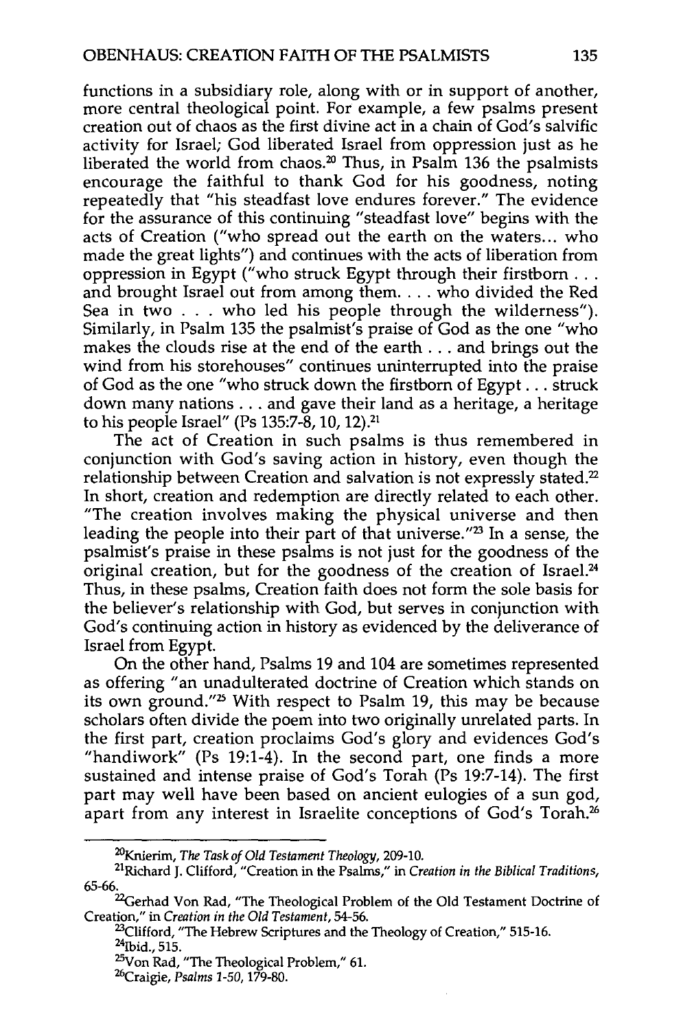functions in a subsidiary role, along with or in support of another, more central theological point. For example, a few psalms present creation out of chaos as the first divine act in a chain of God's salvific activity for Israel; God liberated Israel from oppression just as he liberated the world from chaos.[20] Thus, in Psalm 136 the psalmists encourage the faithful to thank God for his goodness, noting repeatedly that "his steadfast love endures forever." The evidence for the assurance of this continuing "steadfast love" begins with the acts of Creation ("who spread out the earth on the waters... who made the great lights") and continues with the acts of liberation from oppression in Egypt ("who struck Egypt through their firstborn . . . and brought Israel out from among them. . . . who divided the Red Sea in two . . . who led his people through the wilderness"). Similarly, in Psalm 135 the psalmist's praise of God as the one "who makes the clouds rise at the end of the earth . . . and brings out the wind from his storehouses" continues uninterrupted into the praise of God as the one "who struck down the firstborn of Egypt . . . struck down many nations . . . and gave their land as a heritage, a heritage to his people Israel" (Ps 135:7-8, 10, 12).[21]

The act of Creation in such psalms is thus remembered in conjunction with God's saving action in history, even though the relationship between Creation and salvation is not expressly stated.[22] In short, creation and redemption are directly related to each other. "The creation involves making the physical universe and then leading the people into their part of that universe."[23] In a sense, the psalmist's praise in these psalms is not just for the goodness of the original creation, but for the goodness of the creation of Israel.[24] Thus, in these psalms, Creation faith does not form the sole basis for the believer's relationship with God, but serves in conjunction with God's continuing action in history as evidenced by the deliverance of Israel from Egypt.

On the other hand, Psalms 19 and 104 are sometimes represented as offering "an unadulterated doctrine of Creation which stands on its own ground."[25] With respect to Psalm 19, this may be because scholars often divide the poem into two originally unrelated parts. In the first part, creation proclaims God's glory and evidences God's "handiwork" (Ps 19:1-4). In the second part, one finds a more sustained and intense praise of God's Torah (Ps 19:7-14). The first part may well have been based on ancient eulogies of a sun god, apart from any interest in Israelite conceptions of God's Torah.[26]

---

[20]Knierim, *The Task of Old Testament Theology*, 209-10.

[21]Richard J. Clifford, "Creation in the Psalms," in *Creation in the Biblical Traditions*, 65-66.

[22]Gerhad Von Rad, "The Theological Problem of the Old Testament Doctrine of Creation," in *Creation in the Old Testament*, 54-56.

[23]Clifford, "The Hebrew Scriptures and the Theology of Creation," 515-16.

[24]Ibid., 515.

[25]Von Rad, "The Theological Problem," 61.

[26]Craigie, *Psalms 1-50*, 179-80.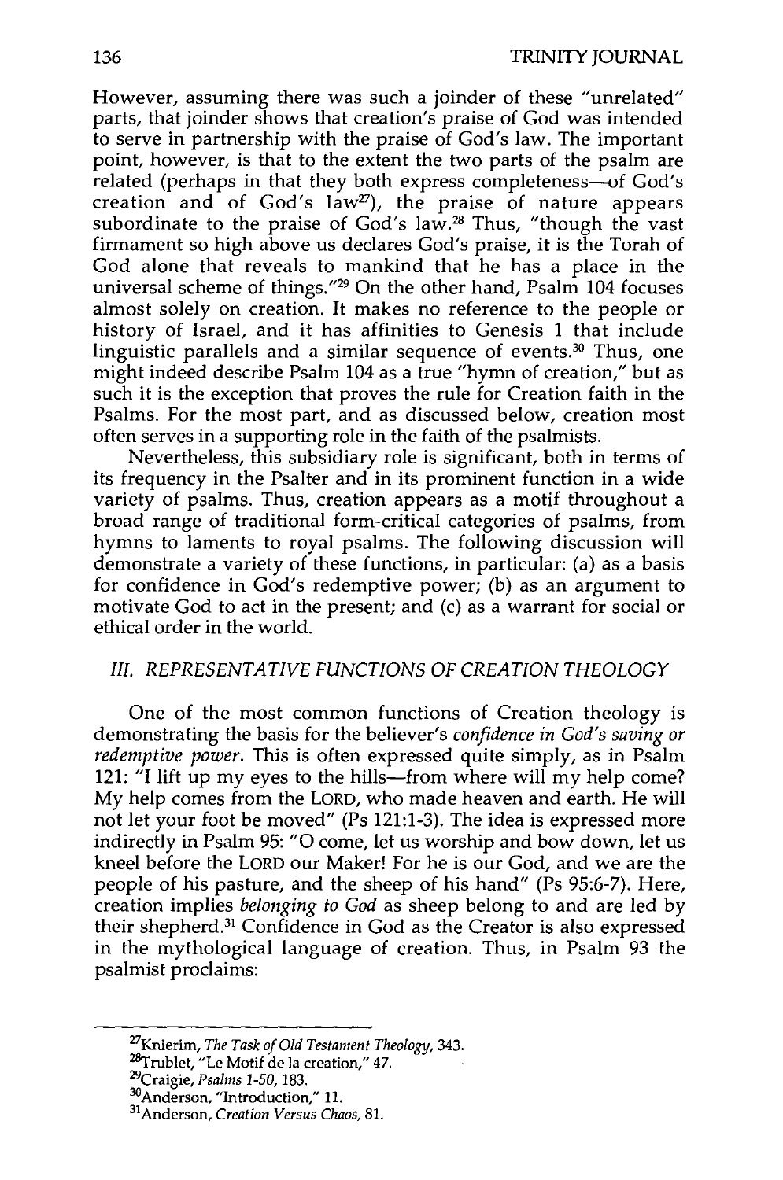However, assuming there was such a joinder of these "unrelated" parts, that joinder shows that creation's praise of God was intended to serve in partnership with the praise of God's law. The important point, however, is that to the extent the two parts of the psalm are related (perhaps in that they both express completeness—of God's creation and of God's law[27]), the praise of nature appears subordinate to the praise of God's law.[28] Thus, "though the vast firmament so high above us declares God's praise, it is the Torah of God alone that reveals to mankind that he has a place in the universal scheme of things."[29] On the other hand, Psalm 104 focuses almost solely on creation. It makes no reference to the people or history of Israel, and it has affinities to Genesis 1 that include linguistic parallels and a similar sequence of events.[30] Thus, one might indeed describe Psalm 104 as a true "hymn of creation," but as such it is the exception that proves the rule for Creation faith in the Psalms. For the most part, and as discussed below, creation most often serves in a supporting role in the faith of the psalmists.

Nevertheless, this subsidiary role is significant, both in terms of its frequency in the Psalter and in its prominent function in a wide variety of psalms. Thus, creation appears as a motif throughout a broad range of traditional form-critical categories of psalms, from hymns to laments to royal psalms. The following discussion will demonstrate a variety of these functions, in particular: (a) as a basis for confidence in God's redemptive power; (b) as an argument to motivate God to act in the present; and (c) as a warrant for social or ethical order in the world.

## *III. REPRESENTATIVE FUNCTIONS OF CREATION THEOLOGY*

One of the most common functions of Creation theology is demonstrating the basis for the believer's *confidence in God's saving or redemptive power*. This is often expressed quite simply, as in Psalm 121: "I lift up my eyes to the hills—from where will my help come? My help comes from the LORD, who made heaven and earth. He will not let your foot be moved" (Ps 121:1-3). The idea is expressed more indirectly in Psalm 95: "O come, let us worship and bow down, let us kneel before the LORD our Maker! For he is our God, and we are the people of his pasture, and the sheep of his hand" (Ps 95:6-7). Here, creation implies *belonging to God* as sheep belong to and are led by their shepherd.[31] Confidence in God as the Creator is also expressed in the mythological language of creation. Thus, in Psalm 93 the psalmist proclaims:

---

[27] Knierim, *The Task of Old Testament Theology*, 343.

[28] Trublet, "Le Motif de la creation," 47.

[29] Craigie, *Psalms 1-50*, 183.

[30] Anderson, "Introduction," 11.

[31] Anderson, *Creation Versus Chaos*, 81.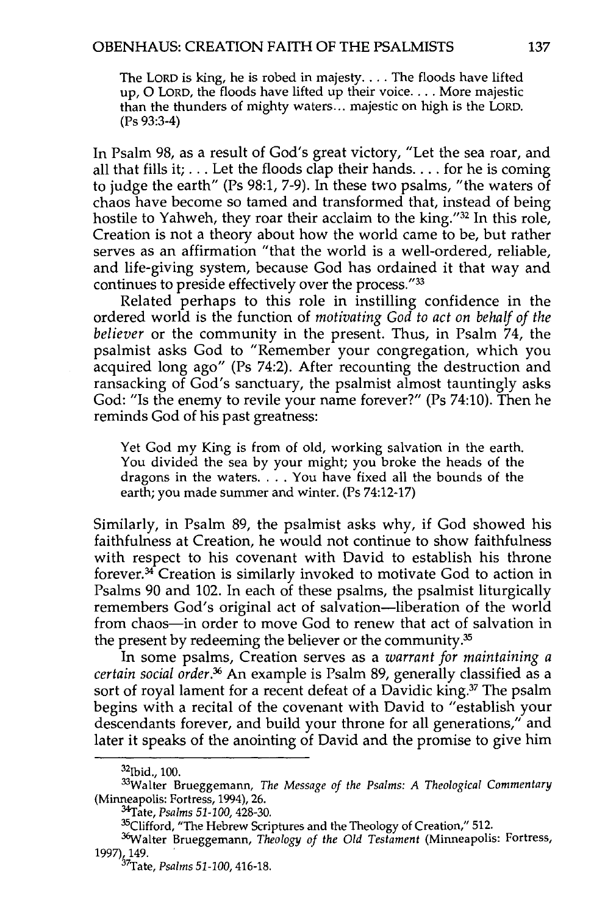> The LORD is king, he is robed in majesty. . . . The floods have lifted up, O LORD, the floods have lifted up their voice. . . . More majestic than the thunders of mighty waters... majestic on high is the LORD. (Ps 93:3-4)

In Psalm 98, as a result of God's great victory, "Let the sea roar, and all that fills it; . . . Let the floods clap their hands. . . . for he is coming to judge the earth" (Ps 98:1, 7-9). In these two psalms, "the waters of chaos have become so tamed and transformed that, instead of being hostile to Yahweh, they roar their acclaim to the king."[32] In this role, Creation is not a theory about how the world came to be, but rather serves as an affirmation "that the world is a well-ordered, reliable, and life-giving system, because God has ordained it that way and continues to preside effectively over the process."[33]

Related perhaps to this role in instilling confidence in the ordered world is the function of *motivating God to act on behalf of the believer* or the community in the present. Thus, in Psalm 74, the psalmist asks God to "Remember your congregation, which you acquired long ago" (Ps 74:2). After recounting the destruction and ransacking of God's sanctuary, the psalmist almost tauntingly asks God: "Is the enemy to revile your name forever?" (Ps 74:10). Then he reminds God of his past greatness:

> Yet God my King is from of old, working salvation in the earth. You divided the sea by your might; you broke the heads of the dragons in the waters. . . . You have fixed all the bounds of the earth; you made summer and winter. (Ps 74:12-17)

Similarly, in Psalm 89, the psalmist asks why, if God showed his faithfulness at Creation, he would not continue to show faithfulness with respect to his covenant with David to establish his throne forever.[34] Creation is similarly invoked to motivate God to action in Psalms 90 and 102. In each of these psalms, the psalmist liturgically remembers God's original act of salvation—liberation of the world from chaos—in order to move God to renew that act of salvation in the present by redeeming the believer or the community.[35]

In some psalms, Creation serves as a *warrant for maintaining a certain social order*.[36] An example is Psalm 89, generally classified as a sort of royal lament for a recent defeat of a Davidic king.[37] The psalm begins with a recital of the covenant with David to "establish your descendants forever, and build your throne for all generations," and later it speaks of the anointing of David and the promise to give him

---

[32] Ibid., 100.

[33] Walter Brueggemann, *The Message of the Psalms: A Theological Commentary* (Minneapolis: Fortress, 1994), 26.

[34] Tate, *Psalms 51-100*, 428-30.

[35] Clifford, "The Hebrew Scriptures and the Theology of Creation," 512.

[36] Walter Brueggemann, *Theology of the Old Testament* (Minneapolis: Fortress, 1997), 149.

[37] Tate, *Psalms 51-100*, 416-18.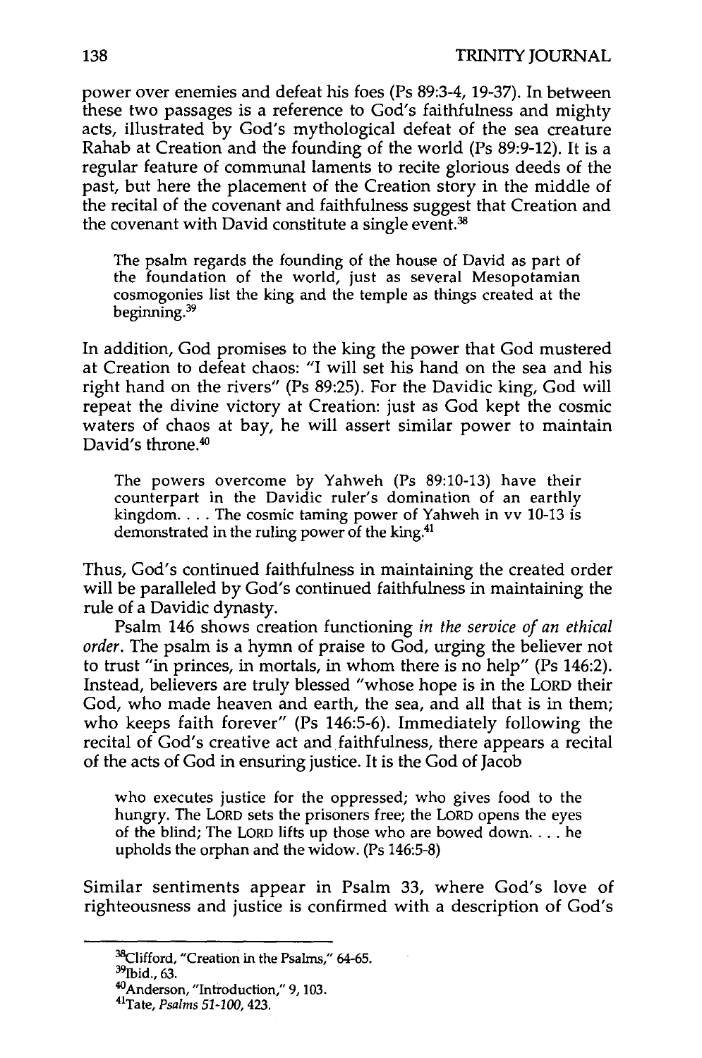power over enemies and defeat his foes (Ps 89:3-4, 19-37). In between these two passages is a reference to God's faithfulness and mighty acts, illustrated by God's mythological defeat of the sea creature Rahab at Creation and the founding of the world (Ps 89:9-12). It is a regular feature of communal laments to recite glorious deeds of the past, but here the placement of the Creation story in the middle of the recital of the covenant and faithfulness suggest that Creation and the covenant with David constitute a single event.[38]

> The psalm regards the founding of the house of David as part of the foundation of the world, just as several Mesopotamian cosmogonies list the king and the temple as things created at the beginning.[39]

In addition, God promises to the king the power that God mustered at Creation to defeat chaos: "I will set his hand on the sea and his right hand on the rivers" (Ps 89:25). For the Davidic king, God will repeat the divine victory at Creation: just as God kept the cosmic waters of chaos at bay, he will assert similar power to maintain David's throne.[40]

> The powers overcome by Yahweh (Ps 89:10-13) have their counterpart in the Davidic ruler's domination of an earthly kingdom. . . . The cosmic taming power of Yahweh in vv 10-13 is demonstrated in the ruling power of the king.[41]

Thus, God's continued faithfulness in maintaining the created order will be paralleled by God's continued faithfulness in maintaining the rule of a Davidic dynasty.

Psalm 146 shows creation functioning *in the service of an ethical order*. The psalm is a hymn of praise to God, urging the believer not to trust "in princes, in mortals, in whom there is no help" (Ps 146:2). Instead, believers are truly blessed "whose hope is in the LORD their God, who made heaven and earth, the sea, and all that is in them; who keeps faith forever" (Ps 146:5-6). Immediately following the recital of God's creative act and faithfulness, there appears a recital of the acts of God in ensuring justice. It is the God of Jacob

> who executes justice for the oppressed; who gives food to the hungry. The LORD sets the prisoners free; the LORD opens the eyes of the blind; The LORD lifts up those who are bowed down. . . . he upholds the orphan and the widow. (Ps 146:5-8)

Similar sentiments appear in Psalm 33, where God's love of righteousness and justice is confirmed with a description of God's

---

[38] Clifford, "Creation in the Psalms," 64-65.

[39] Ibid., 63.

[40] Anderson, "Introduction," 9, 103.

[41] Tate, *Psalms 51-100*, 423.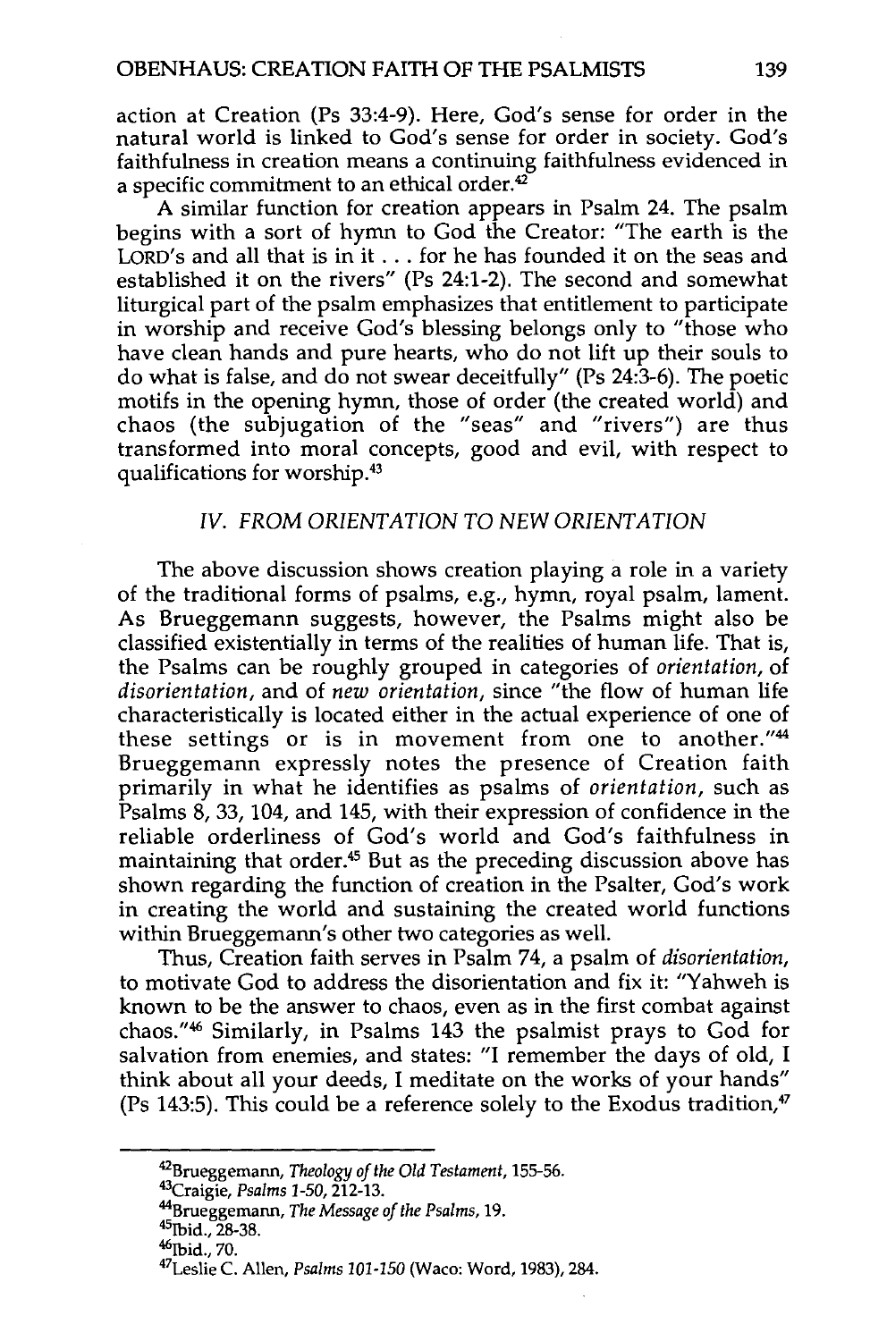action at Creation (Ps 33:4-9). Here, God's sense for order in the natural world is linked to God's sense for order in society. God's faithfulness in creation means a continuing faithfulness evidenced in a specific commitment to an ethical order.[42]

A similar function for creation appears in Psalm 24. The psalm begins with a sort of hymn to God the Creator: "The earth is the LORD's and all that is in it . . . for he has founded it on the seas and established it on the rivers" (Ps 24:1-2). The second and somewhat liturgical part of the psalm emphasizes that entitlement to participate in worship and receive God's blessing belongs only to "those who have clean hands and pure hearts, who do not lift up their souls to do what is false, and do not swear deceitfully" (Ps 24:3-6). The poetic motifs in the opening hymn, those of order (the created world) and chaos (the subjugation of the "seas" and "rivers") are thus transformed into moral concepts, good and evil, with respect to qualifications for worship.[43]

### *IV. FROM ORIENTATION TO NEW ORIENTATION*

The above discussion shows creation playing a role in a variety of the traditional forms of psalms, e.g., hymn, royal psalm, lament. As Brueggemann suggests, however, the Psalms might also be classified existentially in terms of the realities of human life. That is, the Psalms can be roughly grouped in categories of *orientation*, of *disorientation*, and of *new orientation*, since "the flow of human life characteristically is located either in the actual experience of one of these settings or is in movement from one to another."[44] Brueggemann expressly notes the presence of Creation faith primarily in what he identifies as psalms of *orientation*, such as Psalms 8, 33, 104, and 145, with their expression of confidence in the reliable orderliness of God's world and God's faithfulness in maintaining that order.[45] But as the preceding discussion above has shown regarding the function of creation in the Psalter, God's work in creating the world and sustaining the created world functions within Brueggemann's other two categories as well.

Thus, Creation faith serves in Psalm 74, a psalm of *disorientation*, to motivate God to address the disorientation and fix it: "Yahweh is known to be the answer to chaos, even as in the first combat against chaos."[46] Similarly, in Psalms 143 the psalmist prays to God for salvation from enemies, and states: "I remember the days of old, I think about all your deeds, I meditate on the works of your hands" (Ps 143:5). This could be a reference solely to the Exodus tradition,[47]

---

[42]Brueggemann, *Theology of the Old Testament*, 155-56.

[43]Craigie, *Psalms 1-50*, 212-13.

[44]Brueggemann, *The Message of the Psalms*, 19.

[45]Ibid., 28-38.

[46]Ibid., 70.

[47]Leslie C. Allen, *Psalms 101-150* (Waco: Word, 1983), 284.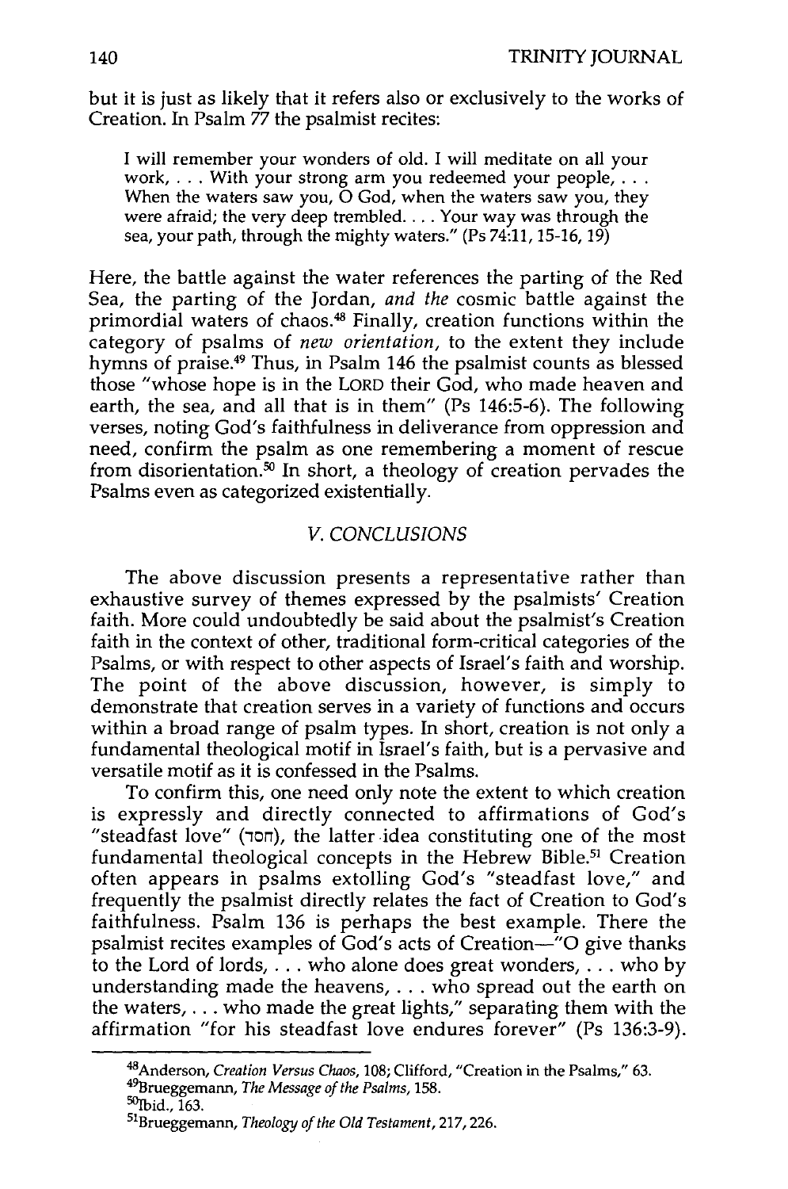but it is just as likely that it refers also or exclusively to the works of Creation. In Psalm 77 the psalmist recites:

> I will remember your wonders of old. I will meditate on all your work, . . . With your strong arm you redeemed your people, . . . When the waters saw you, O God, when the waters saw you, they were afraid; the very deep trembled. . . . Your way was through the sea, your path, through the mighty waters." (Ps 74:11, 15-16, 19)

Here, the battle against the water references the parting of the Red Sea, the parting of the Jordan, *and the* cosmic battle against the primordial waters of chaos.[48] Finally, creation functions within the category of psalms of *new orientation,* to the extent they include hymns of praise.[49] Thus, in Psalm 146 the psalmist counts as blessed those "whose hope is in the LORD their God, who made heaven and earth, the sea, and all that is in them" (Ps 146:5-6). The following verses, noting God's faithfulness in deliverance from oppression and need, confirm the psalm as one remembering a moment of rescue from disorientation.[50] In short, a theology of creation pervades the Psalms even as categorized existentially.

## *V. CONCLUSIONS*

The above discussion presents a representative rather than exhaustive survey of themes expressed by the psalmists' Creation faith. More could undoubtedly be said about the psalmist's Creation faith in the context of other, traditional form-critical categories of the Psalms, or with respect to other aspects of Israel's faith and worship. The point of the above discussion, however, is simply to demonstrate that creation serves in a variety of functions and occurs within a broad range of psalm types. In short, creation is not only a fundamental theological motif in Israel's faith, but is a pervasive and versatile motif as it is confessed in the Psalms.

To confirm this, one need only note the extent to which creation is expressly and directly connected to affirmations of God's "steadfast love" (חסד), the latter idea constituting one of the most fundamental theological concepts in the Hebrew Bible.[51] Creation often appears in psalms extolling God's "steadfast love," and frequently the psalmist directly relates the fact of Creation to God's faithfulness. Psalm 136 is perhaps the best example. There the psalmist recites examples of God's acts of Creation—"O give thanks to the Lord of lords, . . . who alone does great wonders, . . . who by understanding made the heavens, . . . who spread out the earth on the waters, . . . who made the great lights," separating them with the affirmation "for his steadfast love endures forever" (Ps 136:3-9).

---

[48] Anderson, *Creation Versus Chaos,* 108; Clifford, "Creation in the Psalms," 63.

[49] Brueggemann, *The Message of the Psalms,* 158.

[50] Ibid., 163.

[51] Brueggemann, *Theology of the Old Testament,* 217, 226.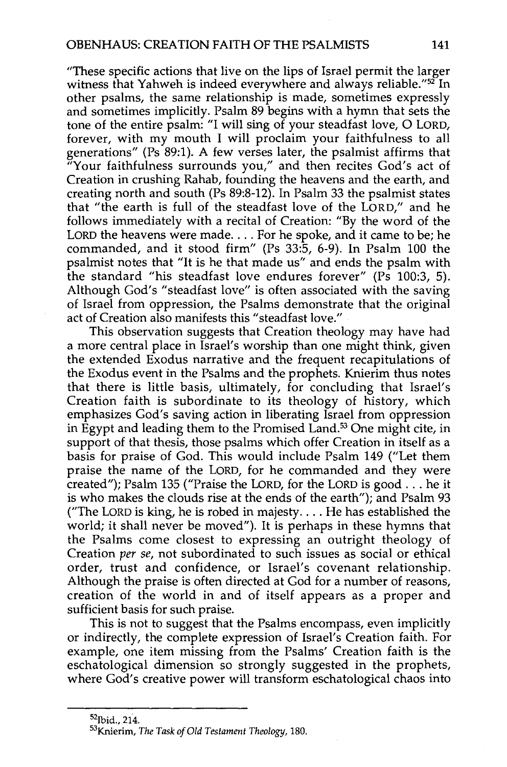"These specific actions that live on the lips of Israel permit the larger witness that Yahweh is indeed everywhere and always reliable."[52] In other psalms, the same relationship is made, sometimes expressly and sometimes implicitly. Psalm 89 begins with a hymn that sets the tone of the entire psalm: "I will sing of your steadfast love, O LORD, forever, with my mouth I will proclaim your faithfulness to all generations" (Ps 89:1). A few verses later, the psalmist affirms that "Your faithfulness surrounds you," and then recites God's act of Creation in crushing Rahab, founding the heavens and the earth, and creating north and south (Ps 89:8-12). In Psalm 33 the psalmist states that "the earth is full of the steadfast love of the LORD," and he follows immediately with a recital of Creation: "By the word of the LORD the heavens were made. . . . For he spoke, and it came to be; he commanded, and it stood firm" (Ps 33:5, 6-9). In Psalm 100 the psalmist notes that "It is he that made us" and ends the psalm with the standard "his steadfast love endures forever" (Ps 100:3, 5). Although God's "steadfast love" is often associated with the saving of Israel from oppression, the Psalms demonstrate that the original act of Creation also manifests this "steadfast love."

This observation suggests that Creation theology may have had a more central place in Israel's worship than one might think, given the extended Exodus narrative and the frequent recapitulations of the Exodus event in the Psalms and the prophets. Knierim thus notes that there is little basis, ultimately, for concluding that Israel's Creation faith is subordinate to its theology of history, which emphasizes God's saving action in liberating Israel from oppression in Egypt and leading them to the Promised Land.[53] One might cite, in support of that thesis, those psalms which offer Creation in itself as a basis for praise of God. This would include Psalm 149 ("Let them praise the name of the LORD, for he commanded and they were created"); Psalm 135 ("Praise the LORD, for the LORD is good . . . he it is who makes the clouds rise at the ends of the earth"); and Psalm 93 ("The LORD is king, he is robed in majesty. . . . He has established the world; it shall never be moved"). It is perhaps in these hymns that the Psalms come closest to expressing an outright theology of Creation *per se*, not subordinated to such issues as social or ethical order, trust and confidence, or Israel's covenant relationship. Although the praise is often directed at God for a number of reasons, creation of the world in and of itself appears as a proper and sufficient basis for such praise.

This is not to suggest that the Psalms encompass, even implicitly or indirectly, the complete expression of Israel's Creation faith. For example, one item missing from the Psalms' Creation faith is the eschatological dimension so strongly suggested in the prophets, where God's creative power will transform eschatological chaos into

---

[52]Ibid., 214.

[53]Knierim, *The Task of Old Testament Theology*, 180.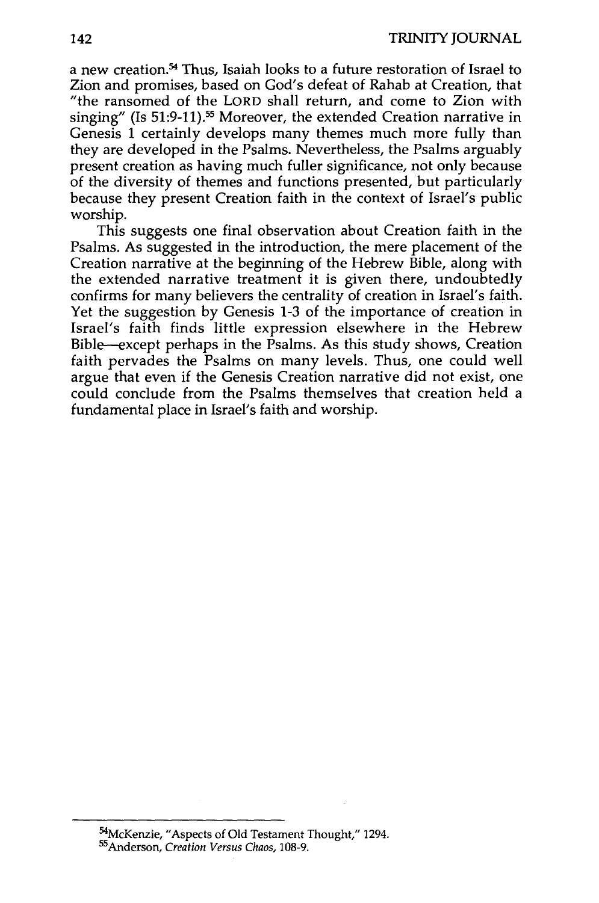a new creation.[54] Thus, Isaiah looks to a future restoration of Israel to Zion and promises, based on God's defeat of Rahab at Creation, that "the ransomed of the LORD shall return, and come to Zion with singing" (Is 51:9-11).[55] Moreover, the extended Creation narrative in Genesis 1 certainly develops many themes much more fully than they are developed in the Psalms. Nevertheless, the Psalms arguably present creation as having much fuller significance, not only because of the diversity of themes and functions presented, but particularly because they present Creation faith in the context of Israel's public worship.

This suggests one final observation about Creation faith in the Psalms. As suggested in the introduction, the mere placement of the Creation narrative at the beginning of the Hebrew Bible, along with the extended narrative treatment it is given there, undoubtedly confirms for many believers the centrality of creation in Israel's faith. Yet the suggestion by Genesis 1-3 of the importance of creation in Israel's faith finds little expression elsewhere in the Hebrew Bible—except perhaps in the Psalms. As this study shows, Creation faith pervades the Psalms on many levels. Thus, one could well argue that even if the Genesis Creation narrative did not exist, one could conclude from the Psalms themselves that creation held a fundamental place in Israel's faith and worship.

---

[54]McKenzie, "Aspects of Old Testament Thought," 1294.

[55]Anderson, *Creation Versus Chaos*, 108-9.